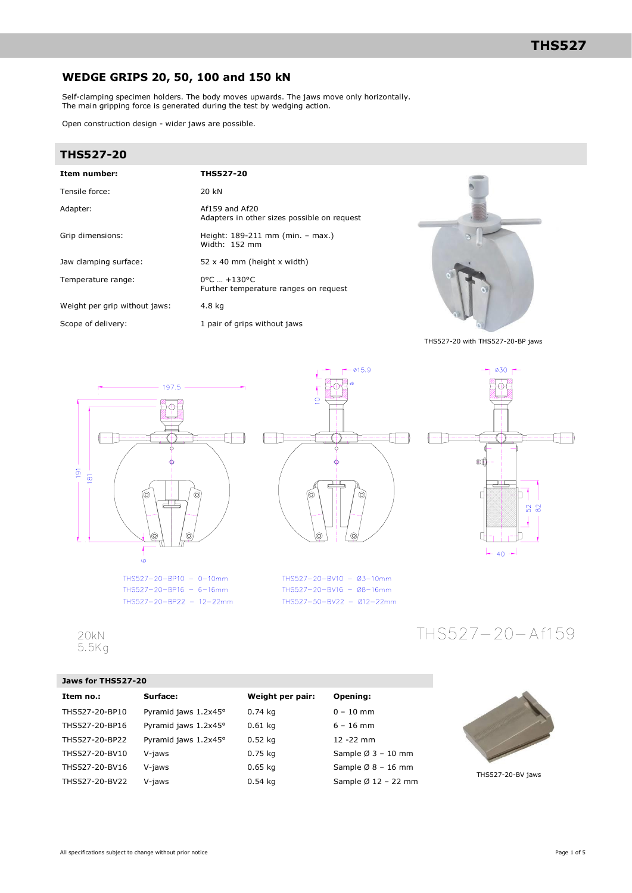# WEDGE GRIPS 20, 50, 100 and 150 kN

Self-clamping specimen holders. The body moves upwards. The jaws move only horizontally.
The main gripping force is generated during the test by wedging action.

Open construction design - wider jaws are possible.

## THS527-20

| Item number: | THS527-20 |
|---|---|
| Tensile force: | 20 kN |
| Adapter: | Af159 and Af20<br>Adapters in other sizes possible on request |
| Grip dimensions: | Height: 189-211 mm (min. – max.)<br>Width: 152 mm |
| Jaw clamping surface: | 52 x 40 mm (height x width) |
| Temperature range: | 0°C … +130°C<br>Further temperature ranges on request |
| Weight per grip without jaws: | 4.8 kg |
| Scope of delivery: | 1 pair of grips without jaws |

THS527-20 with THS527-20-BP jaws

THS527−20−BP10 − 0−10mm
THS527−20−BP16 − 6−16mm
THS527−20−BP22 − 12−22mm

THS527−20−BV10 − Ø3−10mm
THS527−20−BV16 − Ø8−16mm
THS527−50−BV22 − Ø12−22mm

20kN
5.5Kg

THS527−20−Af159

### Jaws for THS527-20

| Item no.: | Surface: | Weight per pair: | Opening: |
|---|---|---|---|
| THS527-20-BP10 | Pyramid jaws 1.2x45° | 0.74 kg | 0 – 10 mm |
| THS527-20-BP16 | Pyramid jaws 1.2x45° | 0.61 kg | 6 – 16 mm |
| THS527-20-BP22 | Pyramid jaws 1.2x45° | 0.52 kg | 12 -22 mm |
| THS527-20-BV10 | V-jaws | 0.75 kg | Sample Ø 3 – 10 mm |
| THS527-20-BV16 | V-jaws | 0.65 kg | Sample Ø 8 – 16 mm |
| THS527-20-BV22 | V-jaws | 0.54 kg | Sample Ø 12 – 22 mm |

THS527-20-BV jaws

All specifications subject to change without prior notice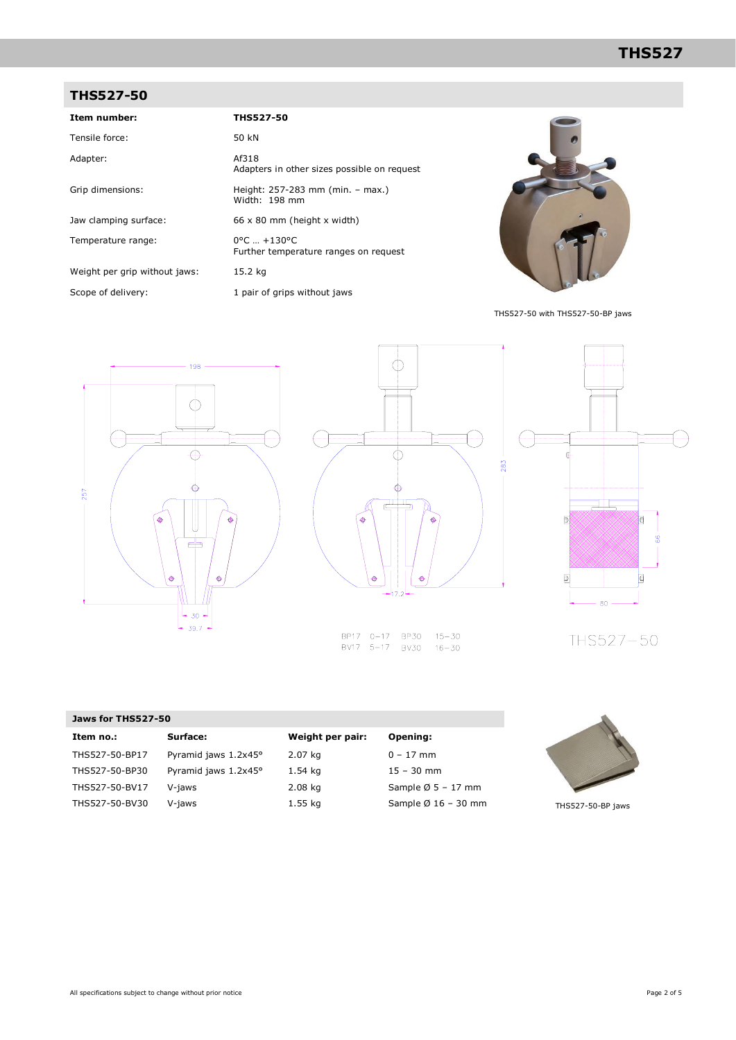## THS527-50

| **Item number:** | **THS527-50** |
|---|---|
| Tensile force: | 50 kN |
| Adapter: | Af318<br>Adapters in other sizes possible on request |
| Grip dimensions: | Height: 257-283 mm (min. – max.)<br>Width: 198 mm |
| Jaw clamping surface: | 66 x 80 mm (height x width) |
| Temperature range: | 0°C … +130°C<br>Further temperature ranges on request |
| Weight per grip without jaws: | 15.2 kg |
| Scope of delivery: | 1 pair of grips without jaws |

THS527-50 with THS527-50-BP jaws

BP17 0–17 BP30 15–30
BV17 5–17 BV30 16–30

THS527–50

### Jaws for THS527-50

| Item no.: | Surface: | Weight per pair: | Opening: |
|---|---|---|---|
| THS527-50-BP17 | Pyramid jaws 1.2x45° | 2.07 kg | 0 – 17 mm |
| THS527-50-BP30 | Pyramid jaws 1.2x45° | 1.54 kg | 15 – 30 mm |
| THS527-50-BV17 | V-jaws | 2.08 kg | Sample Ø 5 – 17 mm |
| THS527-50-BV30 | V-jaws | 1.55 kg | Sample Ø 16 – 30 mm |

THS527-50-BP jaws

All specifications subject to change without prior notice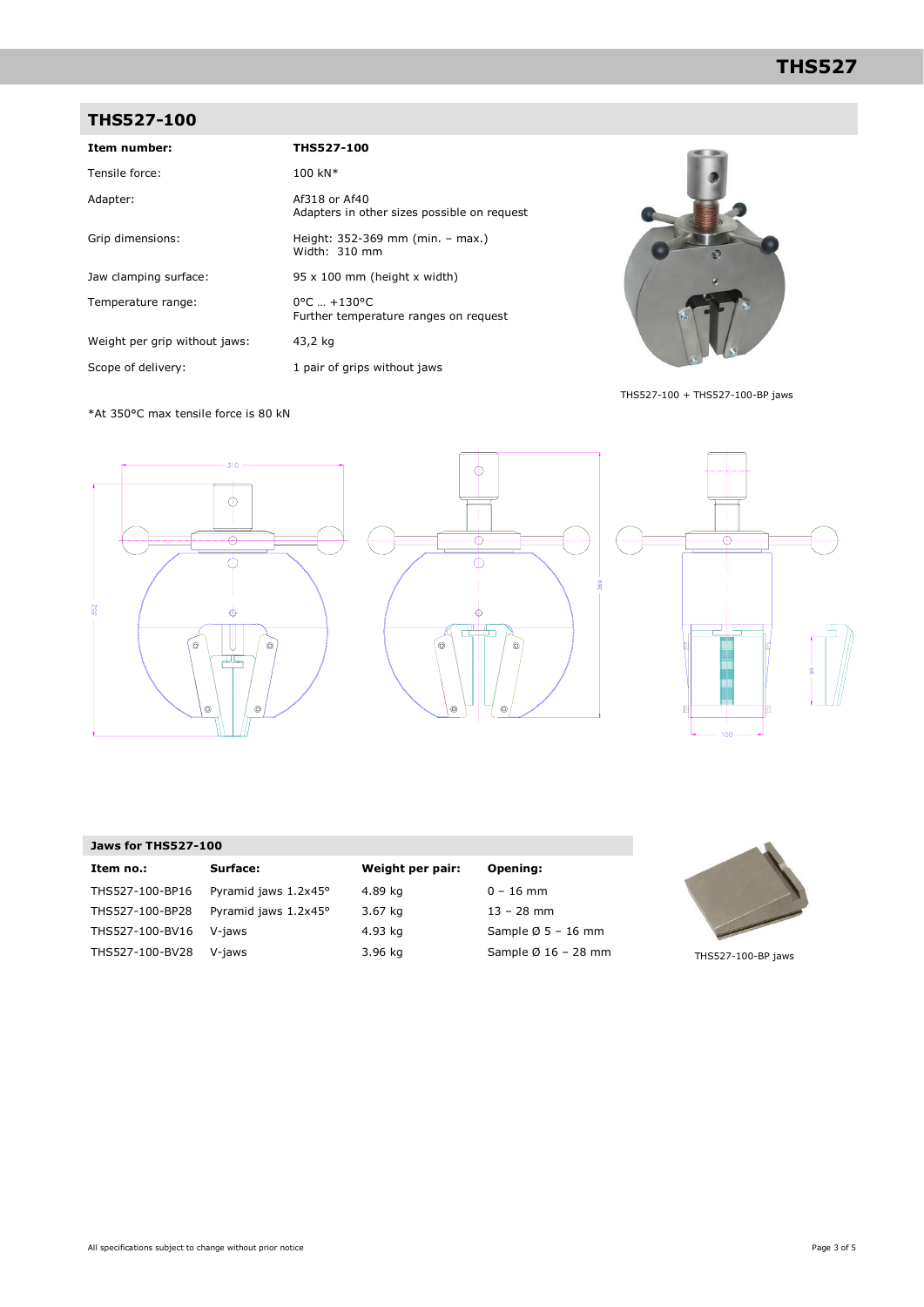## THS527-100

| Item number: | THS527-100 |
|---|---|
| Tensile force: | 100 kN* |
| Adapter: | Af318 or Af40<br>Adapters in other sizes possible on request |
| Grip dimensions: | Height: 352-369 mm (min. – max.)<br>Width: 310 mm |
| Jaw clamping surface: | 95 x 100 mm (height x width) |
| Temperature range: | 0°C … +130°C<br>Further temperature ranges on request |
| Weight per grip without jaws: | 43,2 kg |
| Scope of delivery: | 1 pair of grips without jaws |

THS527-100 + THS527-100-BP jaws

*At 350°C max tensile force is 80 kN

### Jaws for THS527-100

| Item no.: | Surface: | Weight per pair: | Opening: |
|---|---|---|---|
| THS527-100-BP16 | Pyramid jaws 1.2x45° | 4.89 kg | 0 – 16 mm |
| THS527-100-BP28 | Pyramid jaws 1.2x45° | 3.67 kg | 13 – 28 mm |
| THS527-100-BV16 | V-jaws | 4.93 kg | Sample Ø 5 – 16 mm |
| THS527-100-BV28 | V-jaws | 3.96 kg | Sample Ø 16 – 28 mm |

THS527-100-BP jaws

All specifications subject to change without prior notice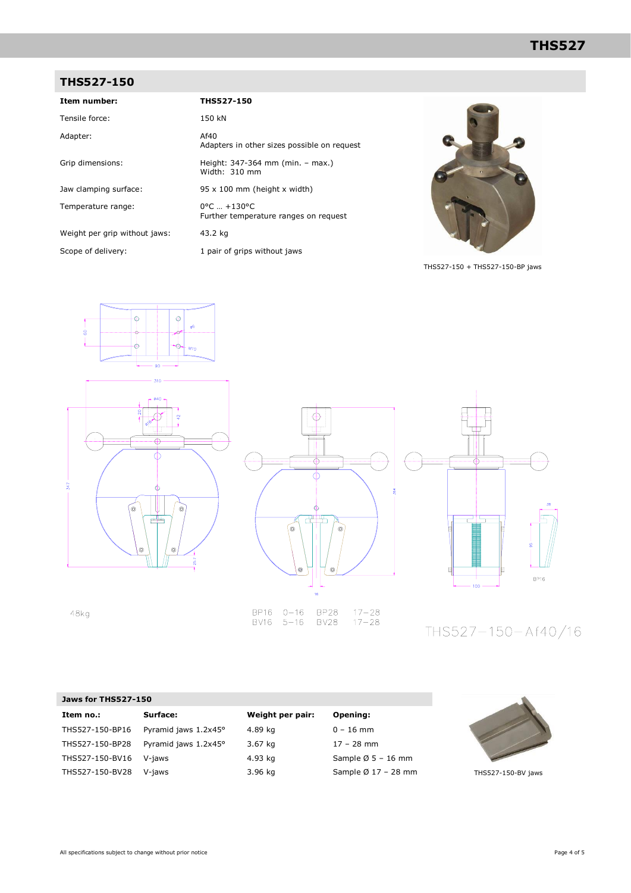## THS527-150

| Item number: | THS527-150 |
|---|---|
| Tensile force: | 150 kN |
| Adapter: | Af40<br>Adapters in other sizes possible on request |
| Grip dimensions: | Height: 347-364 mm (min. – max.)<br>Width: 310 mm |
| Jaw clamping surface: | 95 x 100 mm (height x width) |
| Temperature range: | 0°C … +130°C<br>Further temperature ranges on request |
| Weight per grip without jaws: | 43.2 kg |
| Scope of delivery: | 1 pair of grips without jaws |

THS527-150 + THS527-150-BP jaws

48kg

| BP16 | 0–16 | BP28 | 17–28 |
|---|---|---|---|
| BV16 | 5–16 | BV28 | 17–28 |

THS527–150–Af40/16

### Jaws for THS527-150

| Item no.: | Surface: | Weight per pair: | Opening: |
|---|---|---|---|
| THS527-150-BP16 | Pyramid jaws 1.2x45° | 4.89 kg | 0 – 16 mm |
| THS527-150-BP28 | Pyramid jaws 1.2x45° | 3.67 kg | 17 – 28 mm |
| THS527-150-BV16 | V-jaws | 4.93 kg | Sample Ø 5 – 16 mm |
| THS527-150-BV28 | V-jaws | 3.96 kg | Sample Ø 17 – 28 mm |

THS527-150-BV jaws

All specifications subject to change without prior notice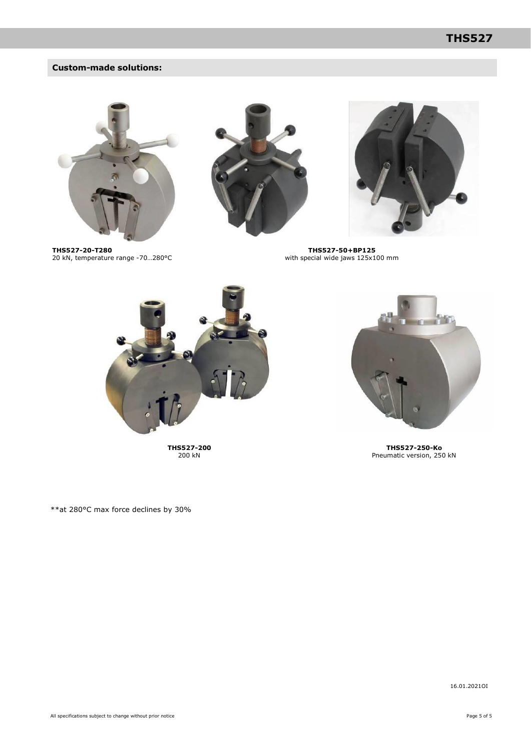## Custom-made solutions:

**THS527-20-T280**
20 kN, temperature range -70…280°C

**THS527-50+BP125**
with special wide jaws 125x100 mm

**THS527-200**
200 kN

**THS527-250-Ko**
Pneumatic version, 250 kN

**at 280°C max force declines by 30%

16.01.2021OI

All specifications subject to change without prior notice